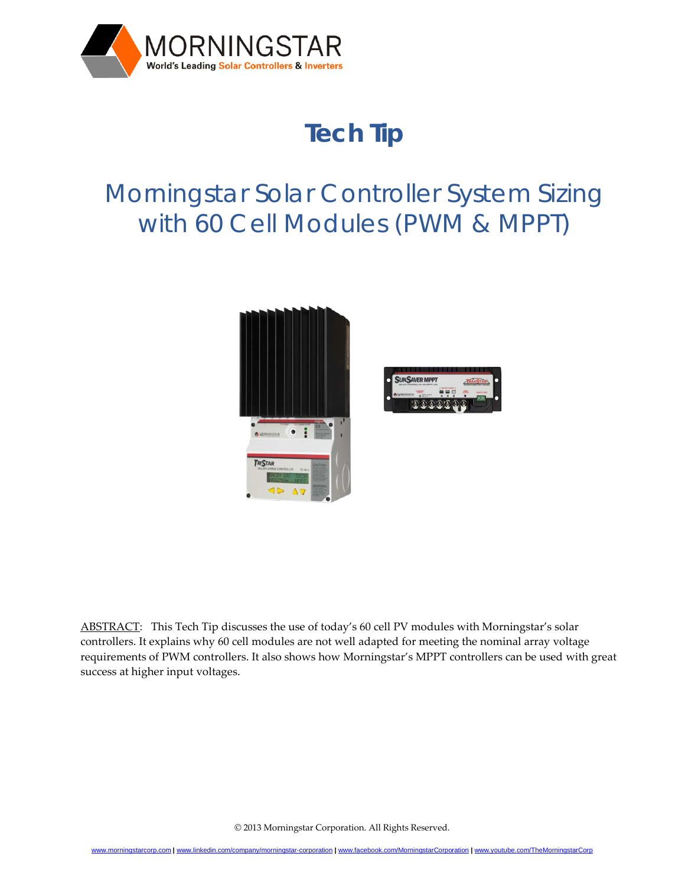MORNINGSTAR

World's Leading Solar Controllers & Inverters

# Tech Tip

## Morningstar Solar Controller System Sizing with 60 Cell Modules (PWM & MPPT)

ABSTRACT: This Tech Tip discusses the use of today's 60 cell PV modules with Morningstar's solar controllers. It explains why 60 cell modules are not well adapted for meeting the nominal array voltage requirements of PWM controllers. It also shows how Morningstar's MPPT controllers can be used with great success at higher input voltages.

© 2013 Morningstar Corporation. All Rights Reserved.

www.morningstarcorp.com | www.linkedin.com/company/morningstar-corporation | www.facebook.com/MorningstarCorporation | www.youtube.com/TheMorningstarCorp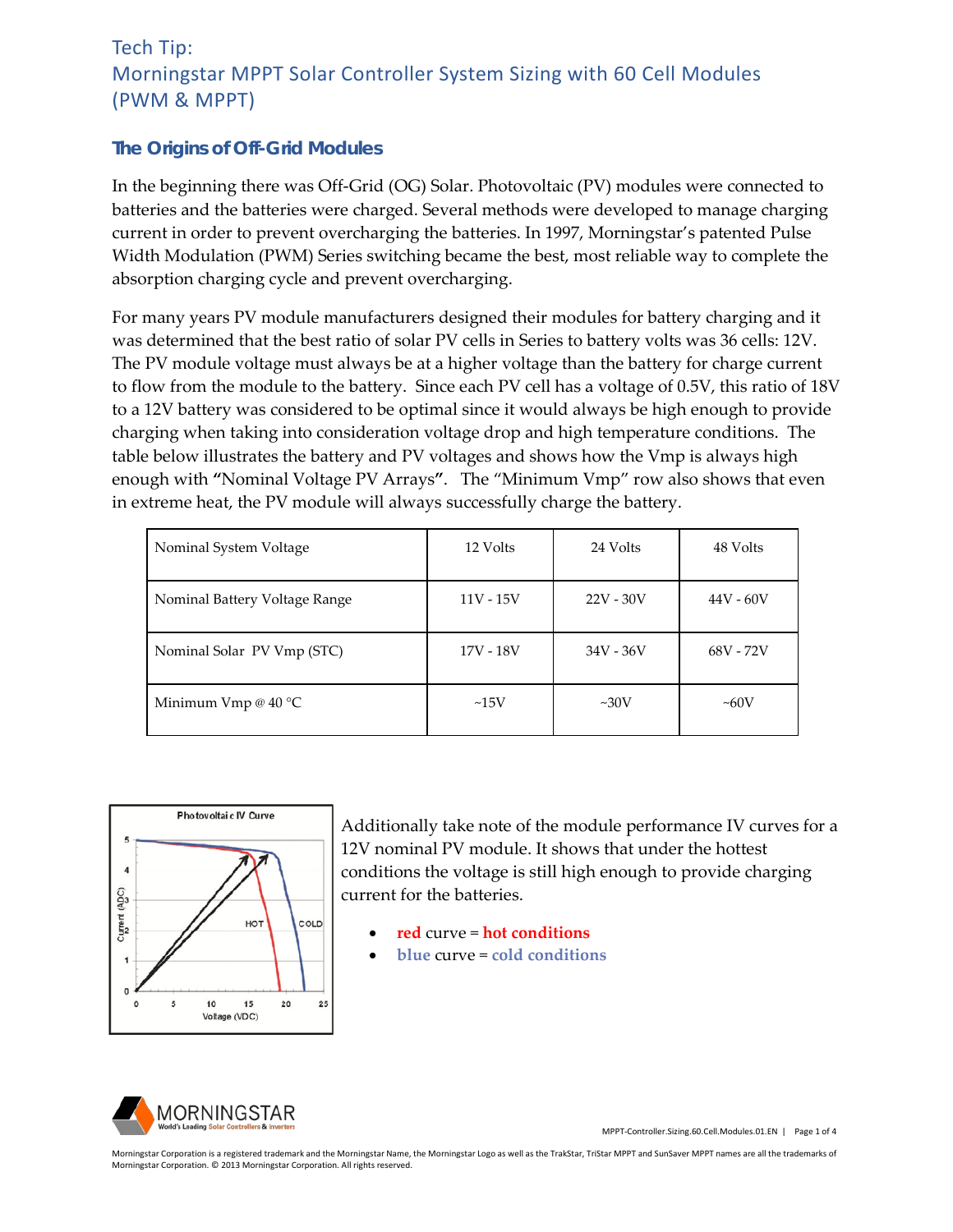# Tech Tip:
# Morningstar MPPT Solar Controller System Sizing with 60 Cell Modules (PWM & MPPT)

## The Origins of Off-Grid Modules

In the beginning there was Off-Grid (OG) Solar. Photovoltaic (PV) modules were connected to batteries and the batteries were charged. Several methods were developed to manage charging current in order to prevent overcharging the batteries. In 1997, Morningstar's patented Pulse Width Modulation (PWM) Series switching became the best, most reliable way to complete the absorption charging cycle and prevent overcharging.

For many years PV module manufacturers designed their modules for battery charging and it was determined that the best ratio of solar PV cells in Series to battery volts was 36 cells: 12V. The PV module voltage must always be at a higher voltage than the battery for charge current to flow from the module to the battery. Since each PV cell has a voltage of 0.5V, this ratio of 18V to a 12V battery was considered to be optimal since it would always be high enough to provide charging when taking into consideration voltage drop and high temperature conditions. The table below illustrates the battery and PV voltages and shows how the Vmp is always high enough with **"**Nominal Voltage PV Arrays**"**. The "Minimum Vmp" row also shows that even in extreme heat, the PV module will always successfully charge the battery.

| Nominal System Voltage | 12 Volts | 24 Volts | 48 Volts |
|---|---|---|---|
| Nominal Battery Voltage Range | 11V - 15V | 22V - 30V | 44V - 60V |
| Nominal Solar PV Vmp (STC) | 17V - 18V | 34V - 36V | 68V - 72V |
| Minimum Vmp @ 40 °C | ~15V | ~30V | ~60V |

Additionally take note of the module performance IV curves for a 12V nominal PV module. It shows that under the hottest conditions the voltage is still high enough to provide charging current for the batteries.

- **red** curve = **hot conditions**
- **blue** curve = **cold conditions**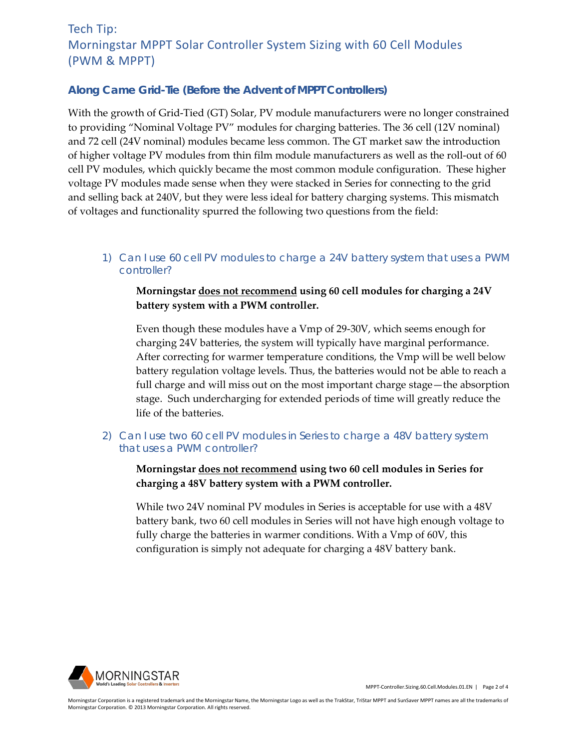## Along Came Grid-Tie (Before the Advent of MPPT Controllers)

With the growth of Grid-Tied (GT) Solar, PV module manufacturers were no longer constrained to providing "Nominal Voltage PV" modules for charging batteries. The 36 cell (12V nominal) and 72 cell (24V nominal) modules became less common. The GT market saw the introduction of higher voltage PV modules from thin film module manufacturers as well as the roll-out of 60 cell PV modules, which quickly became the most common module configuration. These higher voltage PV modules made sense when they were stacked in Series for connecting to the grid and selling back at 240V, but they were less ideal for battery charging systems. This mismatch of voltages and functionality spurred the following two questions from the field:

### 1) Can I use 60 cell PV modules to charge a 24V battery system that uses a PWM controller?

**Morningstar <u>does not recommend</u> using 60 cell modules for charging a 24V battery system with a PWM controller.**

Even though these modules have a Vmp of 29-30V, which seems enough for charging 24V batteries, the system will typically have marginal performance. After correcting for warmer temperature conditions, the Vmp will be well below battery regulation voltage levels. Thus, the batteries would not be able to reach a full charge and will miss out on the most important charge stage—the absorption stage. Such undercharging for extended periods of time will greatly reduce the life of the batteries.

### 2) Can I use two 60 cell PV modules in Series to charge a 48V battery system that uses a PWM controller?

**Morningstar <u>does not recommend</u> using two 60 cell modules in Series for charging a 48V battery system with a PWM controller.**

While two 24V nominal PV modules in Series is acceptable for use with a 48V battery bank, two 60 cell modules in Series will not have high enough voltage to fully charge the batteries in warmer conditions. With a Vmp of 60V, this configuration is simply not adequate for charging a 48V battery bank.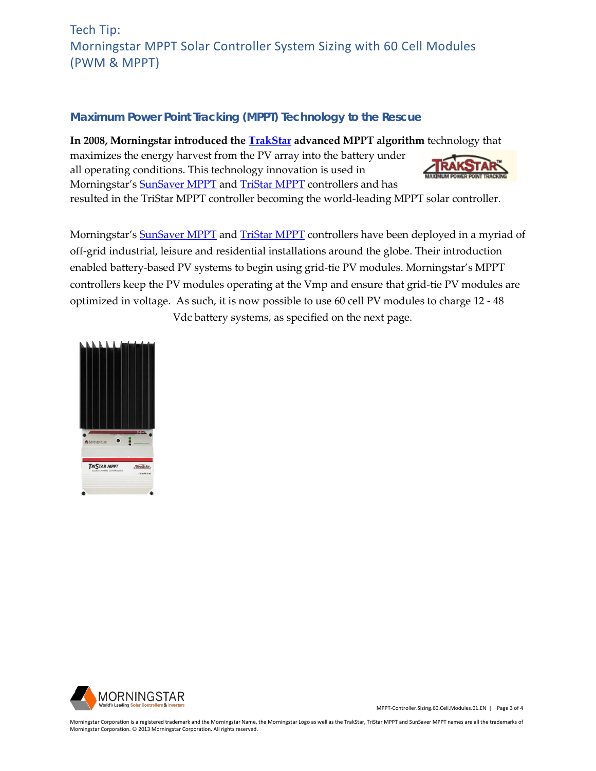Tech Tip:
Morningstar MPPT Solar Controller System Sizing with 60 Cell Modules (PWM & MPPT)

## Maximum Power Point Tracking (MPPT) Technology to the Rescue

**In 2008, Morningstar introduced the TrakStar advanced MPPT algorithm** technology that maximizes the energy harvest from the PV array into the battery under all operating conditions. This technology innovation is used in Morningstar's SunSaver MPPT and TriStar MPPT controllers and has resulted in the TriStar MPPT controller becoming the world-leading MPPT solar controller.

Morningstar's SunSaver MPPT and TriStar MPPT controllers have been deployed in a myriad of off-grid industrial, leisure and residential installations around the globe. Their introduction enabled battery-based PV systems to begin using grid-tie PV modules. Morningstar's MPPT controllers keep the PV modules operating at the Vmp and ensure that grid-tie PV modules are optimized in voltage. As such, it is now possible to use 60 cell PV modules to charge 12 - 48 Vdc battery systems, as specified on the next page.

Morningstar Corporation is a registered trademark and the Morningstar Name, the Morningstar Logo as well as the TrakStar, TriStar MPPT and SunSaver MPPT names are all the trademarks of Morningstar Corporation. © 2013 Morningstar Corporation. All rights reserved.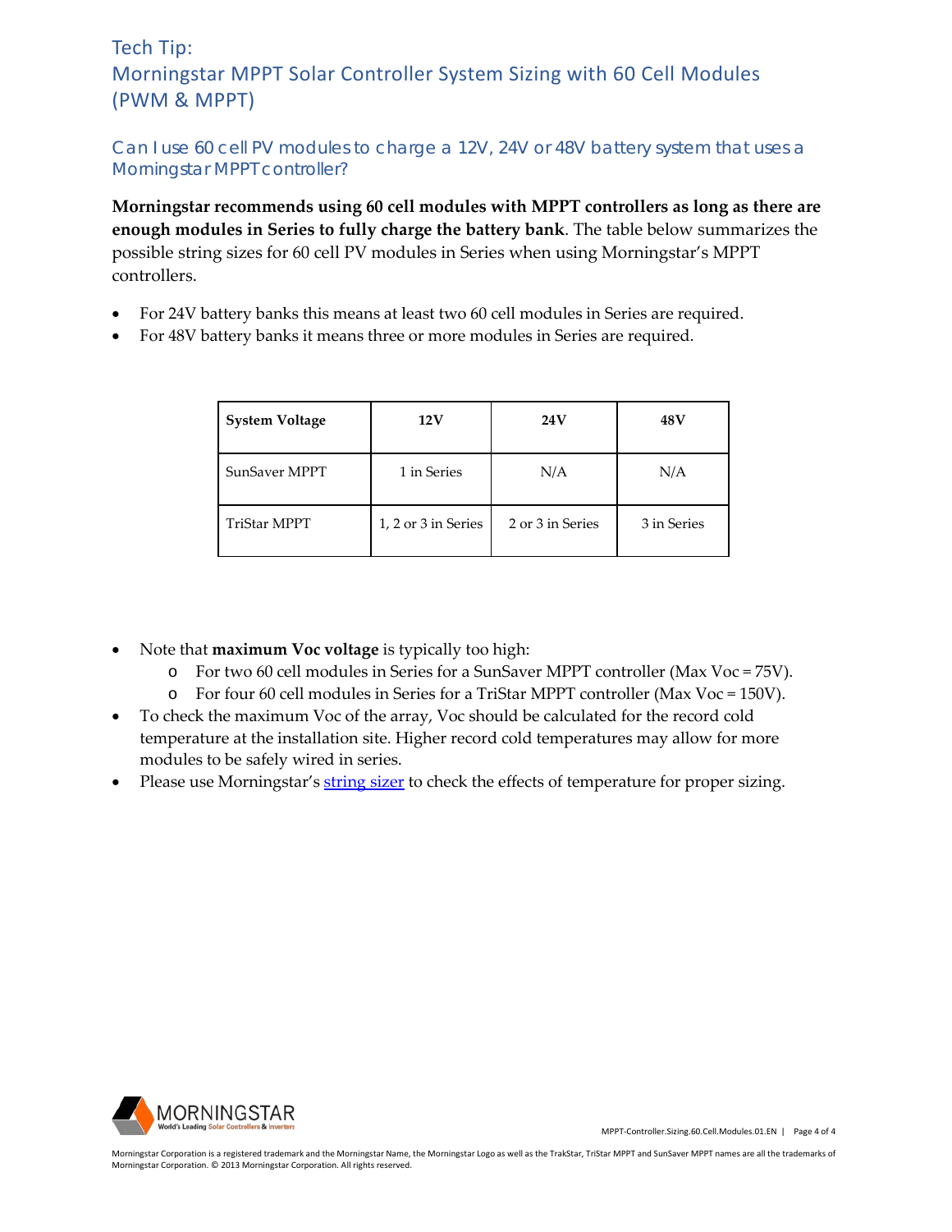## Tech Tip:
## Morningstar MPPT Solar Controller System Sizing with 60 Cell Modules (PWM & MPPT)

### Can I use 60 cell PV modules to charge a 12V, 24V or 48V battery system that uses a Morningstar MPPT controller?

**Morningstar recommends using 60 cell modules with MPPT controllers as long as there are enough modules in Series to fully charge the battery bank**. The table below summarizes the possible string sizes for 60 cell PV modules in Series when using Morningstar's MPPT controllers.

- For 24V battery banks this means at least two 60 cell modules in Series are required.
- For 48V battery banks it means three or more modules in Series are required.

| System Voltage | 12V | 24V | 48V |
|---|---|---|---|
| SunSaver MPPT | 1 in Series | N/A | N/A |
| TriStar MPPT | 1, 2 or 3 in Series | 2 or 3 in Series | 3 in Series |

- Note that **maximum Voc voltage** is typically too high:
  - For two 60 cell modules in Series for a SunSaver MPPT controller (Max Voc = 75V).
  - For four 60 cell modules in Series for a TriStar MPPT controller (Max Voc = 150V).
- To check the maximum Voc of the array, Voc should be calculated for the record cold temperature at the installation site. Higher record cold temperatures may allow for more modules to be safely wired in series.
- Please use Morningstar's string sizer to check the effects of temperature for proper sizing.

Morningstar Corporation is a registered trademark and the Morningstar Name, the Morningstar Logo as well as the TrakStar, TriStar MPPT and SunSaver MPPT names are all the trademarks of Morningstar Corporation. © 2013 Morningstar Corporation. All rights reserved.